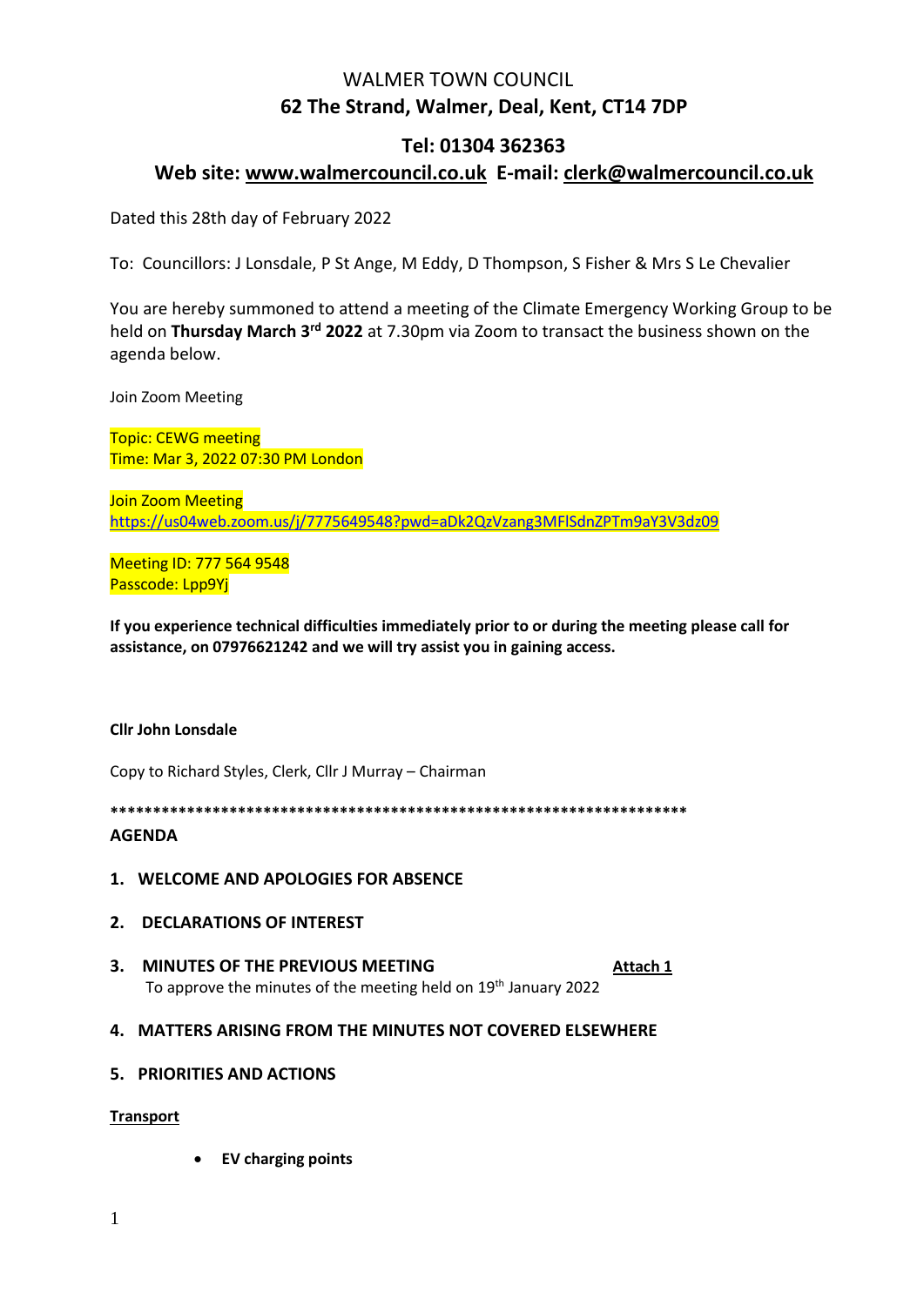# WALMER TOWN COUNCIL

## 62 The Strand, Walmer, Deal, Kent, CT14 7DP

## Tel: 01304 362363

## Web site: [www.walmercouncil.co.uk](http://www.walmercouncil.co.uk) E-mail: [clerk@walmercouncil.co.uk](mailto:clerk@walmercouncil.co.uk)

Dated this 28th day of February 2022

To: Councillors: J Lonsdale, P St Ange, M Eddy, D Thompson, S Fisher & Mrs S Le Chevalier

You are hereby summoned to attend a meeting of the Climate Emergency Working Group to be held on **Thursday March 3rd 2022** at 7.30pm via Zoom to transact the business shown on the agenda below.

Join Zoom Meeting

Topic: CEWG meeting
Time: Mar 3, 2022 07:30 PM London

Join Zoom Meeting
https://us04web.zoom.us/j/7775649548?pwd=aDk2QzVzang3MFlSdnZPTm9aY3V3dz09

Meeting ID: 777 564 9548
Passcode: Lpp9Yj

**If you experience technical difficulties immediately prior to or during the meeting please call for assistance, on 07976621242 and we will try assist you in gaining access.**

**Cllr John Lonsdale**

Copy to Richard Styles, Clerk, Cllr J Murray – Chairman

**********************************************************************

**AGENDA**

1. **WELCOME AND APOLOGIES FOR ABSENCE**

2. **DECLARATIONS OF INTEREST**

3. **MINUTES OF THE PREVIOUS MEETING** **Attach 1**
   To approve the minutes of the meeting held on 19th January 2022

4. **MATTERS ARISING FROM THE MINUTES NOT COVERED ELSEWHERE**

5. **PRIORITIES AND ACTIONS**

**Transport**

- **EV charging points**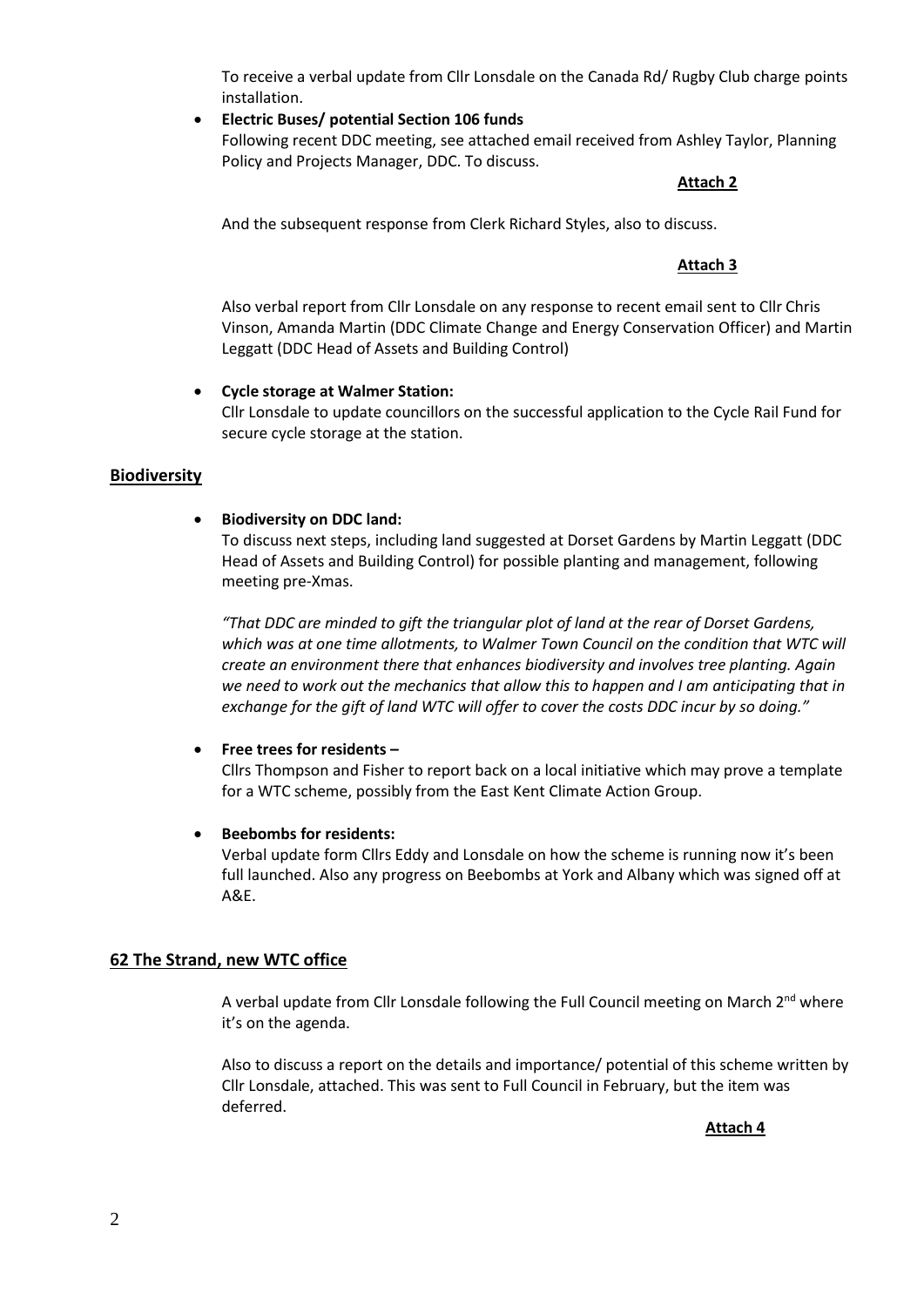To receive a verbal update from Cllr Lonsdale on the Canada Rd/ Rugby Club charge points installation.

- **Electric Buses/ potential Section 106 funds**
  Following recent DDC meeting, see attached email received from Ashley Taylor, Planning Policy and Projects Manager, DDC. To discuss.

  **Attach 2**

  And the subsequent response from Clerk Richard Styles, also to discuss.

  **Attach 3**

  Also verbal report from Cllr Lonsdale on any response to recent email sent to Cllr Chris Vinson, Amanda Martin (DDC Climate Change and Energy Conservation Officer) and Martin Leggatt (DDC Head of Assets and Building Control)

- **Cycle storage at Walmer Station:**
  Cllr Lonsdale to update councillors on the successful application to the Cycle Rail Fund for secure cycle storage at the station.

## Biodiversity

- **Biodiversity on DDC land:**
  To discuss next steps, including land suggested at Dorset Gardens by Martin Leggatt (DDC Head of Assets and Building Control) for possible planting and management, following meeting pre-Xmas.

  *"That DDC are minded to gift the triangular plot of land at the rear of Dorset Gardens, which was at one time allotments, to Walmer Town Council on the condition that WTC will create an environment there that enhances biodiversity and involves tree planting. Again we need to work out the mechanics that allow this to happen and I am anticipating that in exchange for the gift of land WTC will offer to cover the costs DDC incur by so doing."*

- **Free trees for residents –**
  Cllrs Thompson and Fisher to report back on a local initiative which may prove a template for a WTC scheme, possibly from the East Kent Climate Action Group.

- **Beebombs for residents:**
  Verbal update form Cllrs Eddy and Lonsdale on how the scheme is running now it's been full launched. Also any progress on Beebombs at York and Albany which was signed off at A&E.

## 62 The Strand, new WTC office

A verbal update from Cllr Lonsdale following the Full Council meeting on March 2nd where it's on the agenda.

Also to discuss a report on the details and importance/ potential of this scheme written by Cllr Lonsdale, attached. This was sent to Full Council in February, but the item was deferred.

**Attach 4**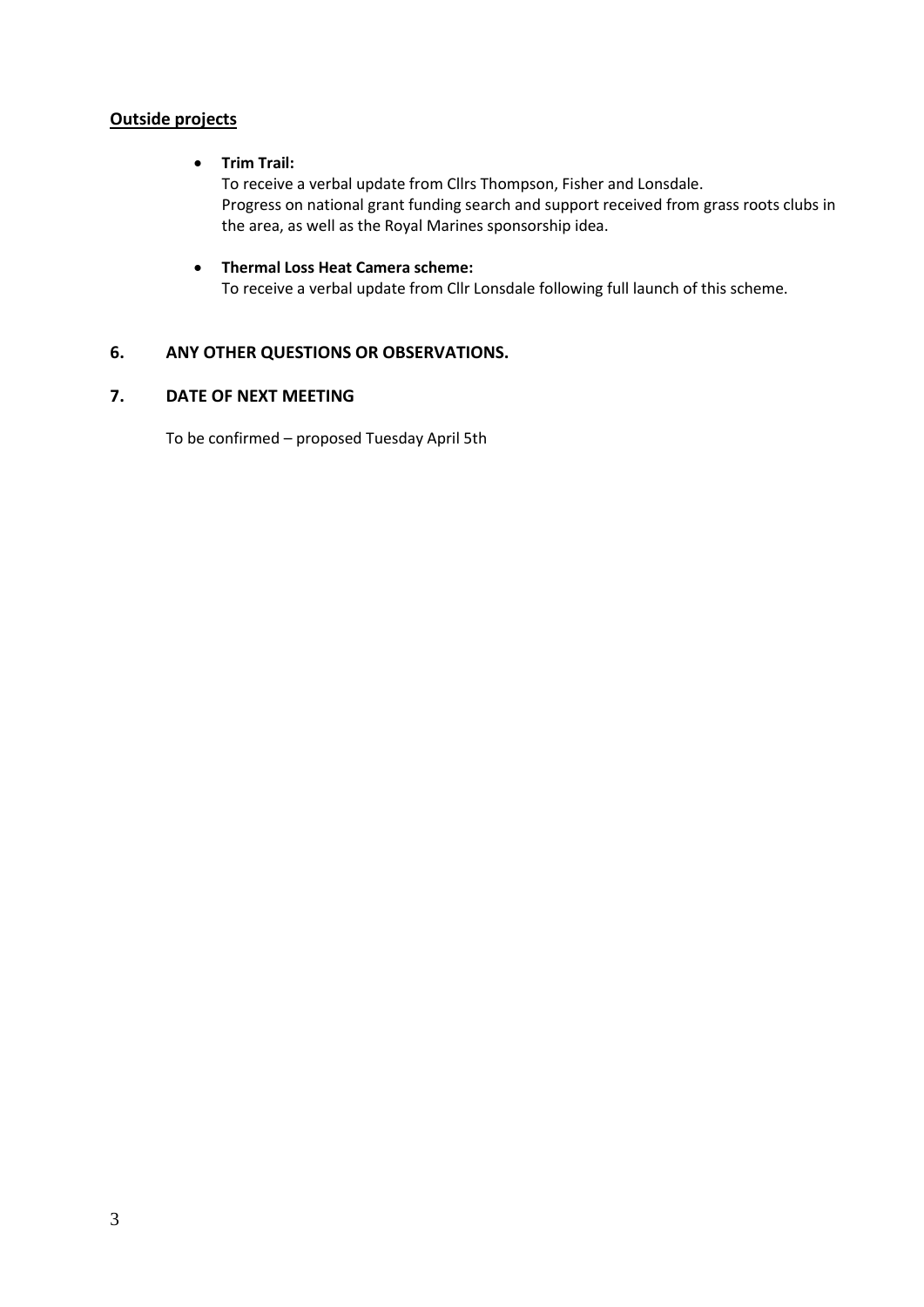**Outside projects**

- **Trim Trail:**
  To receive a verbal update from Cllrs Thompson, Fisher and Lonsdale.
  Progress on national grant funding search and support received from grass roots clubs in the area, as well as the Royal Marines sponsorship idea.

- **Thermal Loss Heat Camera scheme:**
  To receive a verbal update from Cllr Lonsdale following full launch of this scheme.

## 6. ANY OTHER QUESTIONS OR OBSERVATIONS.

## 7. DATE OF NEXT MEETING

To be confirmed – proposed Tuesday April 5th